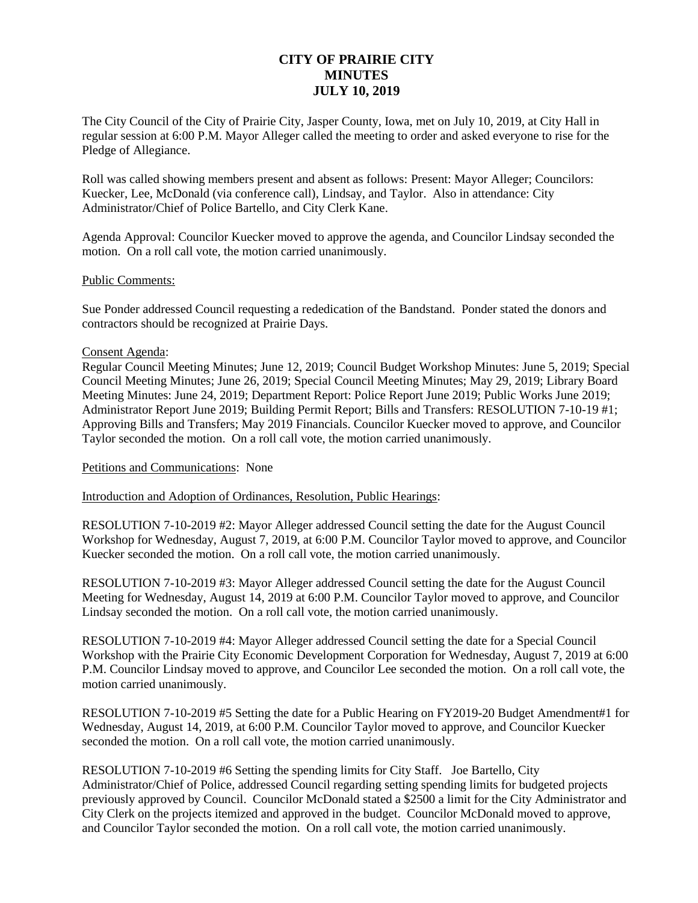# CITY OF PRAIRIE CITY
# MINUTES
# JULY 10, 2019

The City Council of the City of Prairie City, Jasper County, Iowa, met on July 10, 2019, at City Hall in regular session at 6:00 P.M. Mayor Alleger called the meeting to order and asked everyone to rise for the Pledge of Allegiance.

Roll was called showing members present and absent as follows: Present: Mayor Alleger; Councilors: Kuecker, Lee, McDonald (via conference call), Lindsay, and Taylor. Also in attendance: City Administrator/Chief of Police Bartello, and City Clerk Kane.

Agenda Approval: Councilor Kuecker moved to approve the agenda, and Councilor Lindsay seconded the motion. On a roll call vote, the motion carried unanimously.

Public Comments:

Sue Ponder addressed Council requesting a rededication of the Bandstand. Ponder stated the donors and contractors should be recognized at Prairie Days.

Consent Agenda:
Regular Council Meeting Minutes; June 12, 2019; Council Budget Workshop Minutes: June 5, 2019; Special Council Meeting Minutes; June 26, 2019; Special Council Meeting Minutes; May 29, 2019; Library Board Meeting Minutes: June 24, 2019; Department Report: Police Report June 2019; Public Works June 2019; Administrator Report June 2019; Building Permit Report; Bills and Transfers: RESOLUTION 7-10-19 #1; Approving Bills and Transfers; May 2019 Financials. Councilor Kuecker moved to approve, and Councilor Taylor seconded the motion. On a roll call vote, the motion carried unanimously.

Petitions and Communications: None

Introduction and Adoption of Ordinances, Resolution, Public Hearings:

RESOLUTION 7-10-2019 #2: Mayor Alleger addressed Council setting the date for the August Council Workshop for Wednesday, August 7, 2019, at 6:00 P.M. Councilor Taylor moved to approve, and Councilor Kuecker seconded the motion. On a roll call vote, the motion carried unanimously.

RESOLUTION 7-10-2019 #3: Mayor Alleger addressed Council setting the date for the August Council Meeting for Wednesday, August 14, 2019 at 6:00 P.M. Councilor Taylor moved to approve, and Councilor Lindsay seconded the motion. On a roll call vote, the motion carried unanimously.

RESOLUTION 7-10-2019 #4: Mayor Alleger addressed Council setting the date for a Special Council Workshop with the Prairie City Economic Development Corporation for Wednesday, August 7, 2019 at 6:00 P.M. Councilor Lindsay moved to approve, and Councilor Lee seconded the motion. On a roll call vote, the motion carried unanimously.

RESOLUTION 7-10-2019 #5 Setting the date for a Public Hearing on FY2019-20 Budget Amendment#1 for Wednesday, August 14, 2019, at 6:00 P.M. Councilor Taylor moved to approve, and Councilor Kuecker seconded the motion. On a roll call vote, the motion carried unanimously.

RESOLUTION 7-10-2019 #6 Setting the spending limits for City Staff. Joe Bartello, City Administrator/Chief of Police, addressed Council regarding setting spending limits for budgeted projects previously approved by Council. Councilor McDonald stated a $2500 a limit for the City Administrator and City Clerk on the projects itemized and approved in the budget. Councilor McDonald moved to approve, and Councilor Taylor seconded the motion. On a roll call vote, the motion carried unanimously.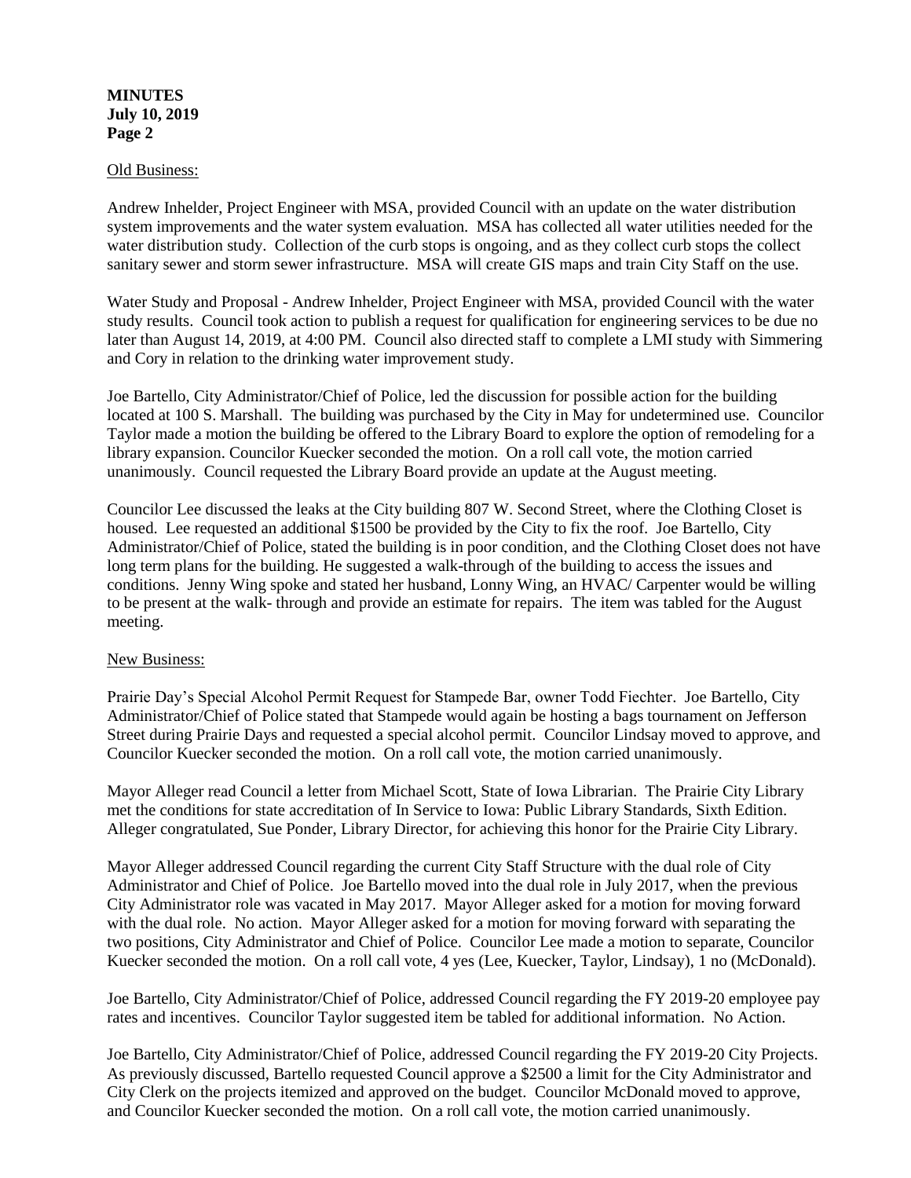**MINUTES**
**July 10, 2019**
**Page 2**

Old Business:

Andrew Inhelder, Project Engineer with MSA, provided Council with an update on the water distribution system improvements and the water system evaluation. MSA has collected all water utilities needed for the water distribution study. Collection of the curb stops is ongoing, and as they collect curb stops the collect sanitary sewer and storm sewer infrastructure. MSA will create GIS maps and train City Staff on the use.

Water Study and Proposal - Andrew Inhelder, Project Engineer with MSA, provided Council with the water study results. Council took action to publish a request for qualification for engineering services to be due no later than August 14, 2019, at 4:00 PM. Council also directed staff to complete a LMI study with Simmering and Cory in relation to the drinking water improvement study.

Joe Bartello, City Administrator/Chief of Police, led the discussion for possible action for the building located at 100 S. Marshall. The building was purchased by the City in May for undetermined use. Councilor Taylor made a motion the building be offered to the Library Board to explore the option of remodeling for a library expansion. Councilor Kuecker seconded the motion. On a roll call vote, the motion carried unanimously. Council requested the Library Board provide an update at the August meeting.

Councilor Lee discussed the leaks at the City building 807 W. Second Street, where the Clothing Closet is housed. Lee requested an additional $1500 be provided by the City to fix the roof. Joe Bartello, City Administrator/Chief of Police, stated the building is in poor condition, and the Clothing Closet does not have long term plans for the building. He suggested a walk-through of the building to access the issues and conditions. Jenny Wing spoke and stated her husband, Lonny Wing, an HVAC/ Carpenter would be willing to be present at the walk- through and provide an estimate for repairs. The item was tabled for the August meeting.

New Business:

Prairie Day's Special Alcohol Permit Request for Stampede Bar, owner Todd Fiechter. Joe Bartello, City Administrator/Chief of Police stated that Stampede would again be hosting a bags tournament on Jefferson Street during Prairie Days and requested a special alcohol permit. Councilor Lindsay moved to approve, and Councilor Kuecker seconded the motion. On a roll call vote, the motion carried unanimously.

Mayor Alleger read Council a letter from Michael Scott, State of Iowa Librarian. The Prairie City Library met the conditions for state accreditation of In Service to Iowa: Public Library Standards, Sixth Edition. Alleger congratulated, Sue Ponder, Library Director, for achieving this honor for the Prairie City Library.

Mayor Alleger addressed Council regarding the current City Staff Structure with the dual role of City Administrator and Chief of Police. Joe Bartello moved into the dual role in July 2017, when the previous City Administrator role was vacated in May 2017. Mayor Alleger asked for a motion for moving forward with the dual role. No action. Mayor Alleger asked for a motion for moving forward with separating the two positions, City Administrator and Chief of Police. Councilor Lee made a motion to separate, Councilor Kuecker seconded the motion. On a roll call vote, 4 yes (Lee, Kuecker, Taylor, Lindsay), 1 no (McDonald).

Joe Bartello, City Administrator/Chief of Police, addressed Council regarding the FY 2019-20 employee pay rates and incentives. Councilor Taylor suggested item be tabled for additional information. No Action.

Joe Bartello, City Administrator/Chief of Police, addressed Council regarding the FY 2019-20 City Projects. As previously discussed, Bartello requested Council approve a $2500 a limit for the City Administrator and City Clerk on the projects itemized and approved on the budget. Councilor McDonald moved to approve, and Councilor Kuecker seconded the motion. On a roll call vote, the motion carried unanimously.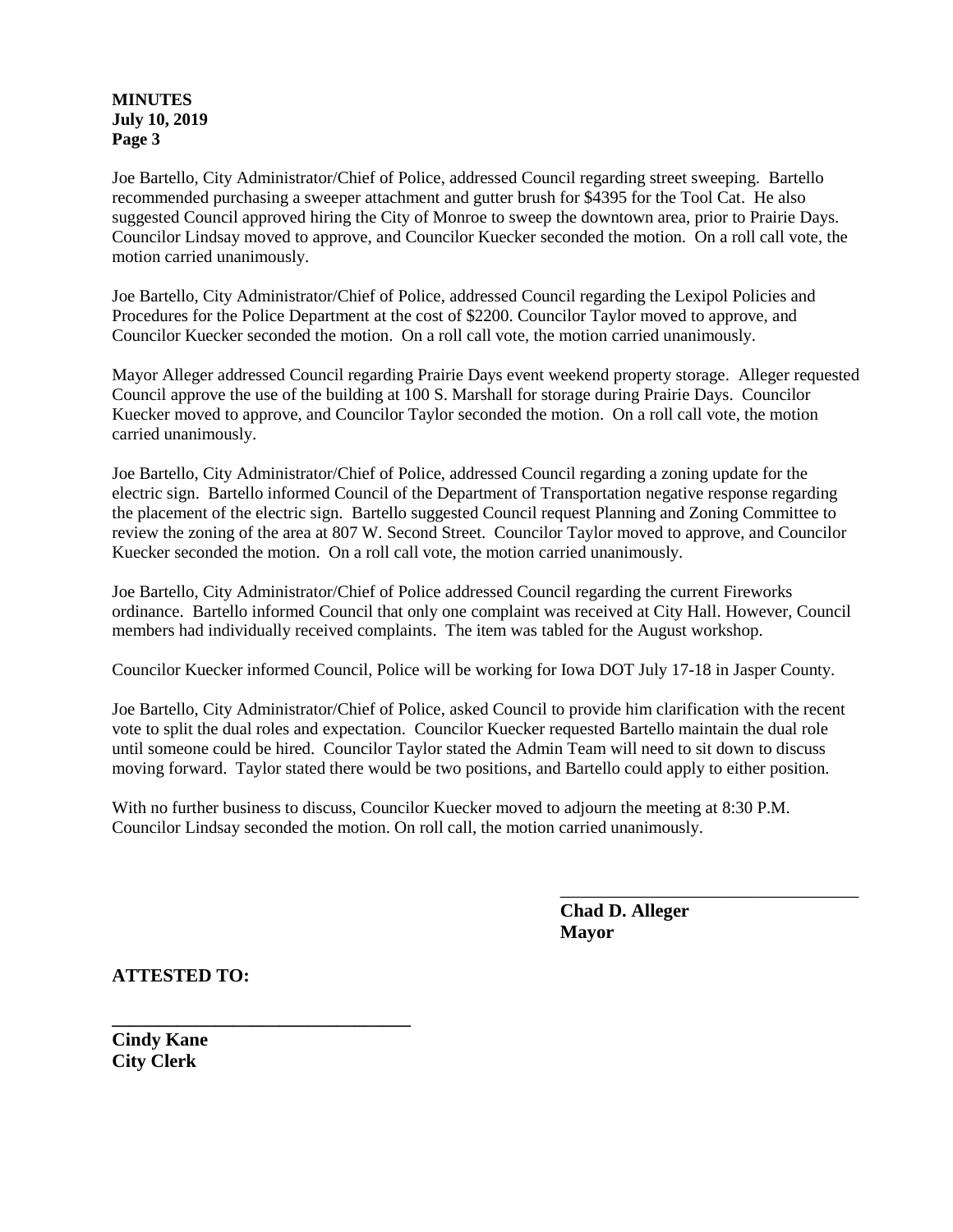**MINUTES**
**July 10, 2019**
**Page 3**

Joe Bartello, City Administrator/Chief of Police, addressed Council regarding street sweeping. Bartello recommended purchasing a sweeper attachment and gutter brush for $4395 for the Tool Cat. He also suggested Council approved hiring the City of Monroe to sweep the downtown area, prior to Prairie Days. Councilor Lindsay moved to approve, and Councilor Kuecker seconded the motion. On a roll call vote, the motion carried unanimously.

Joe Bartello, City Administrator/Chief of Police, addressed Council regarding the Lexipol Policies and Procedures for the Police Department at the cost of $2200. Councilor Taylor moved to approve, and Councilor Kuecker seconded the motion. On a roll call vote, the motion carried unanimously.

Mayor Alleger addressed Council regarding Prairie Days event weekend property storage. Alleger requested Council approve the use of the building at 100 S. Marshall for storage during Prairie Days. Councilor Kuecker moved to approve, and Councilor Taylor seconded the motion. On a roll call vote, the motion carried unanimously.

Joe Bartello, City Administrator/Chief of Police, addressed Council regarding a zoning update for the electric sign. Bartello informed Council of the Department of Transportation negative response regarding the placement of the electric sign. Bartello suggested Council request Planning and Zoning Committee to review the zoning of the area at 807 W. Second Street. Councilor Taylor moved to approve, and Councilor Kuecker seconded the motion. On a roll call vote, the motion carried unanimously.

Joe Bartello, City Administrator/Chief of Police addressed Council regarding the current Fireworks ordinance. Bartello informed Council that only one complaint was received at City Hall. However, Council members had individually received complaints. The item was tabled for the August workshop.

Councilor Kuecker informed Council, Police will be working for Iowa DOT July 17-18 in Jasper County.

Joe Bartello, City Administrator/Chief of Police, asked Council to provide him clarification with the recent vote to split the dual roles and expectation. Councilor Kuecker requested Bartello maintain the dual role until someone could be hired. Councilor Taylor stated the Admin Team will need to sit down to discuss moving forward. Taylor stated there would be two positions, and Bartello could apply to either position.

With no further business to discuss, Councilor Kuecker moved to adjourn the meeting at 8:30 P.M. Councilor Lindsay seconded the motion. On roll call, the motion carried unanimously.

\_\_\_\_\_\_\_\_\_\_\_\_\_\_\_\_\_\_\_\_\_\_\_\_\_\_\_\_\_\_\_\_\_\_

**Chad D. Alleger**
**Mayor**

**ATTESTED TO:**

\_\_\_\_\_\_\_\_\_\_\_\_\_\_\_\_\_\_\_\_\_\_\_\_\_\_\_\_\_\_\_\_\_\_

**Cindy Kane**
**City Clerk**